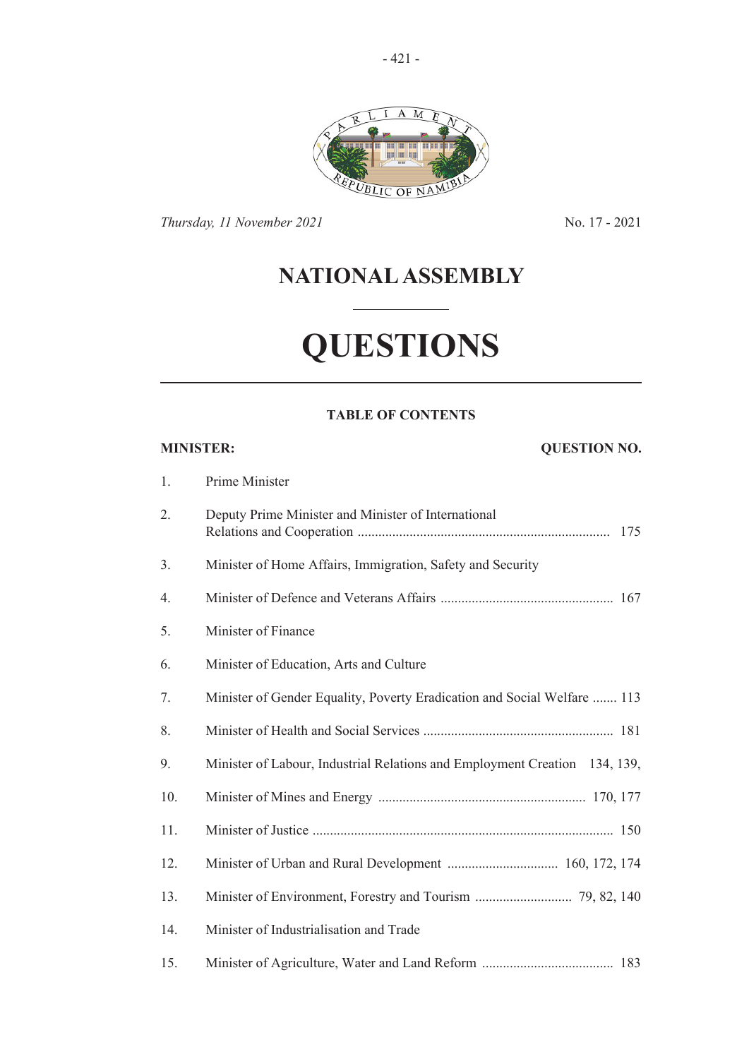*Thursday, 11 November 2021*　　　　　　　　　　　　　　　　　　No. 17 - 2021

# NATIONAL ASSEMBLY

# QUESTIONS

### TABLE OF CONTENTS

| MINISTER: | | QUESTION NO. |
|---|---|---|
| 1. | Prime Minister | |
| 2. | Deputy Prime Minister and Minister of International Relations and Cooperation | 175 |
| 3. | Minister of Home Affairs, Immigration, Safety and Security | |
| 4. | Minister of Defence and Veterans Affairs | 167 |
| 5. | Minister of Finance | |
| 6. | Minister of Education, Arts and Culture | |
| 7. | Minister of Gender Equality, Poverty Eradication and Social Welfare | 113 |
| 8. | Minister of Health and Social Services | 181 |
| 9. | Minister of Labour, Industrial Relations and Employment Creation | 134, 139, |
| 10. | Minister of Mines and Energy | 170, 177 |
| 11. | Minister of Justice | 150 |
| 12. | Minister of Urban and Rural Development | 160, 172, 174 |
| 13. | Minister of Environment, Forestry and Tourism | 79, 82, 140 |
| 14. | Minister of Industrialisation and Trade | |
| 15. | Minister of Agriculture, Water and Land Reform | 183 |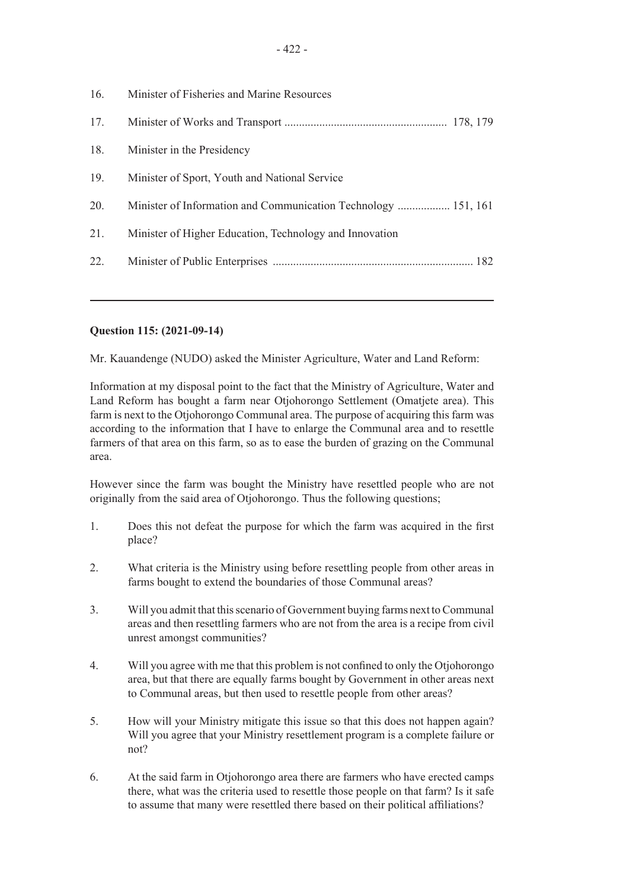16. Minister of Fisheries and Marine Resources

17. Minister of Works and Transport ........................................................ 178, 179

18. Minister in the Presidency

19. Minister of Sport, Youth and National Service

20. Minister of Information and Communication Technology .................. 151, 161

21. Minister of Higher Education, Technology and Innovation

22. Minister of Public Enterprises ..................................................................... 182

---

**Question 115: (2021-09-14)**

Mr. Kauandenge (NUDO) asked the Minister Agriculture, Water and Land Reform:

Information at my disposal point to the fact that the Ministry of Agriculture, Water and Land Reform has bought a farm near Otjohorongo Settlement (Omatjete area). This farm is next to the Otjohorongo Communal area. The purpose of acquiring this farm was according to the information that I have to enlarge the Communal area and to resettle farmers of that area on this farm, so as to ease the burden of grazing on the Communal area.

However since the farm was bought the Ministry have resettled people who are not originally from the said area of Otjohorongo. Thus the following questions;

1. Does this not defeat the purpose for which the farm was acquired in the first place?

2. What criteria is the Ministry using before resettling people from other areas in farms bought to extend the boundaries of those Communal areas?

3. Will you admit that this scenario of Government buying farms next to Communal areas and then resettling farmers who are not from the area is a recipe from civil unrest amongst communities?

4. Will you agree with me that this problem is not confined to only the Otjohorongo area, but that there are equally farms bought by Government in other areas next to Communal areas, but then used to resettle people from other areas?

5. How will your Ministry mitigate this issue so that this does not happen again? Will you agree that your Ministry resettlement program is a complete failure or not?

6. At the said farm in Otjohorongo area there are farmers who have erected camps there, what was the criteria used to resettle those people on that farm? Is it safe to assume that many were resettled there based on their political affiliations?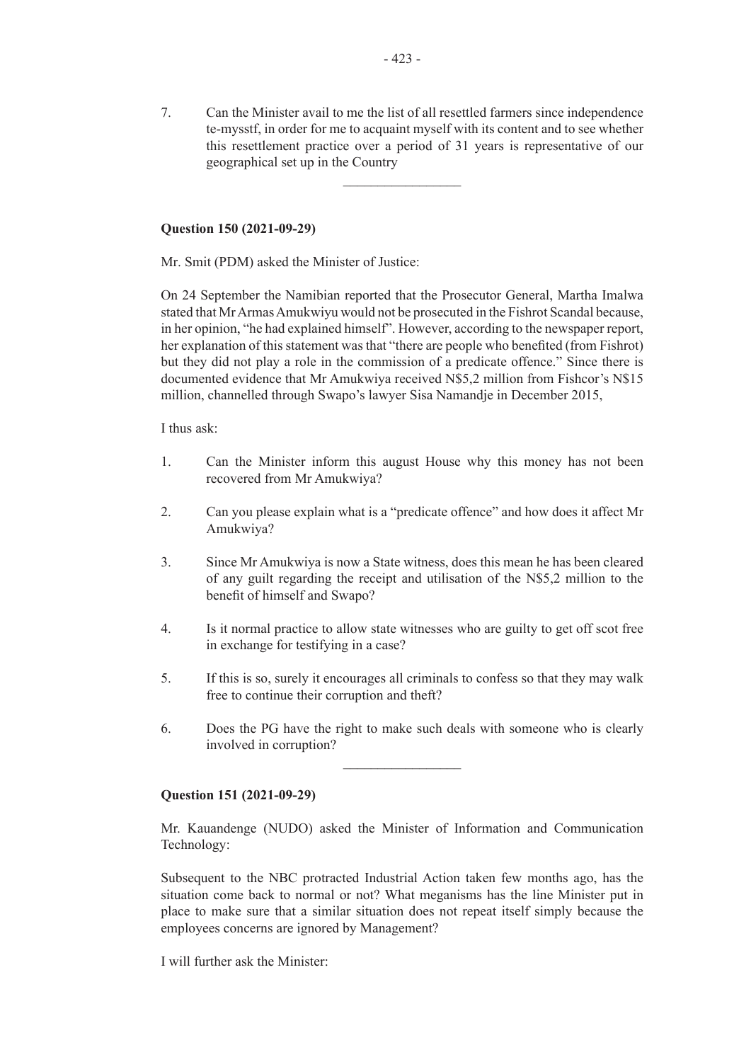7. Can the Minister avail to me the list of all resettled farmers since independence te-mysstf, in order for me to acquaint myself with its content and to see whether this resettlement practice over a period of 31 years is representative of our geographical set up in the Country

---

**Question 150 (2021-09-29)**

Mr. Smit (PDM) asked the Minister of Justice:

On 24 September the Namibian reported that the Prosecutor General, Martha Imalwa stated that Mr Armas Amukwiyu would not be prosecuted in the Fishrot Scandal because, in her opinion, "he had explained himself". However, according to the newspaper report, her explanation of this statement was that "there are people who benefited (from Fishrot) but they did not play a role in the commission of a predicate offence." Since there is documented evidence that Mr Amukwiya received N$5,2 million from Fishcor's N$15 million, channelled through Swapo's lawyer Sisa Namandje in December 2015,

I thus ask:

1. Can the Minister inform this august House why this money has not been recovered from Mr Amukwiya?

2. Can you please explain what is a "predicate offence" and how does it affect Mr Amukwiya?

3. Since Mr Amukwiya is now a State witness, does this mean he has been cleared of any guilt regarding the receipt and utilisation of the N$5,2 million to the benefit of himself and Swapo?

4. Is it normal practice to allow state witnesses who are guilty to get off scot free in exchange for testifying in a case?

5. If this is so, surely it encourages all criminals to confess so that they may walk free to continue their corruption and theft?

6. Does the PG have the right to make such deals with someone who is clearly involved in corruption?

---

**Question 151 (2021-09-29)**

Mr. Kauandenge (NUDO) asked the Minister of Information and Communication Technology:

Subsequent to the NBC protracted Industrial Action taken few months ago, has the situation come back to normal or not? What meganisms has the line Minister put in place to make sure that a similar situation does not repeat itself simply because the employees concerns are ignored by Management?

I will further ask the Minister: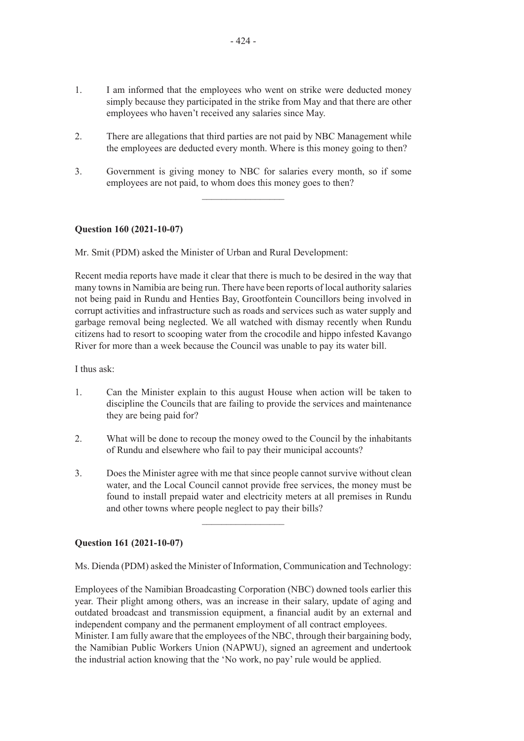1. I am informed that the employees who went on strike were deducted money simply because they participated in the strike from May and that there are other employees who haven't received any salaries since May.

2. There are allegations that third parties are not paid by NBC Management while the employees are deducted every month. Where is this money going to then?

3. Government is giving money to NBC for salaries every month, so if some employees are not paid, to whom does this money goes to then?

---

**Question 160 (2021-10-07)**

Mr. Smit (PDM) asked the Minister of Urban and Rural Development:

Recent media reports have made it clear that there is much to be desired in the way that many towns in Namibia are being run. There have been reports of local authority salaries not being paid in Rundu and Henties Bay, Grootfontein Councillors being involved in corrupt activities and infrastructure such as roads and services such as water supply and garbage removal being neglected. We all watched with dismay recently when Rundu citizens had to resort to scooping water from the crocodile and hippo infested Kavango River for more than a week because the Council was unable to pay its water bill.

I thus ask:

1. Can the Minister explain to this august House when action will be taken to discipline the Councils that are failing to provide the services and maintenance they are being paid for?

2. What will be done to recoup the money owed to the Council by the inhabitants of Rundu and elsewhere who fail to pay their municipal accounts?

3. Does the Minister agree with me that since people cannot survive without clean water, and the Local Council cannot provide free services, the money must be found to install prepaid water and electricity meters at all premises in Rundu and other towns where people neglect to pay their bills?

---

**Question 161 (2021-10-07)**

Ms. Dienda (PDM) asked the Minister of Information, Communication and Technology:

Employees of the Namibian Broadcasting Corporation (NBC) downed tools earlier this year. Their plight among others, was an increase in their salary, update of aging and outdated broadcast and transmission equipment, a financial audit by an external and independent company and the permanent employment of all contract employees.
Minister. I am fully aware that the employees of the NBC, through their bargaining body, the Namibian Public Workers Union (NAPWU), signed an agreement and undertook the industrial action knowing that the 'No work, no pay' rule would be applied.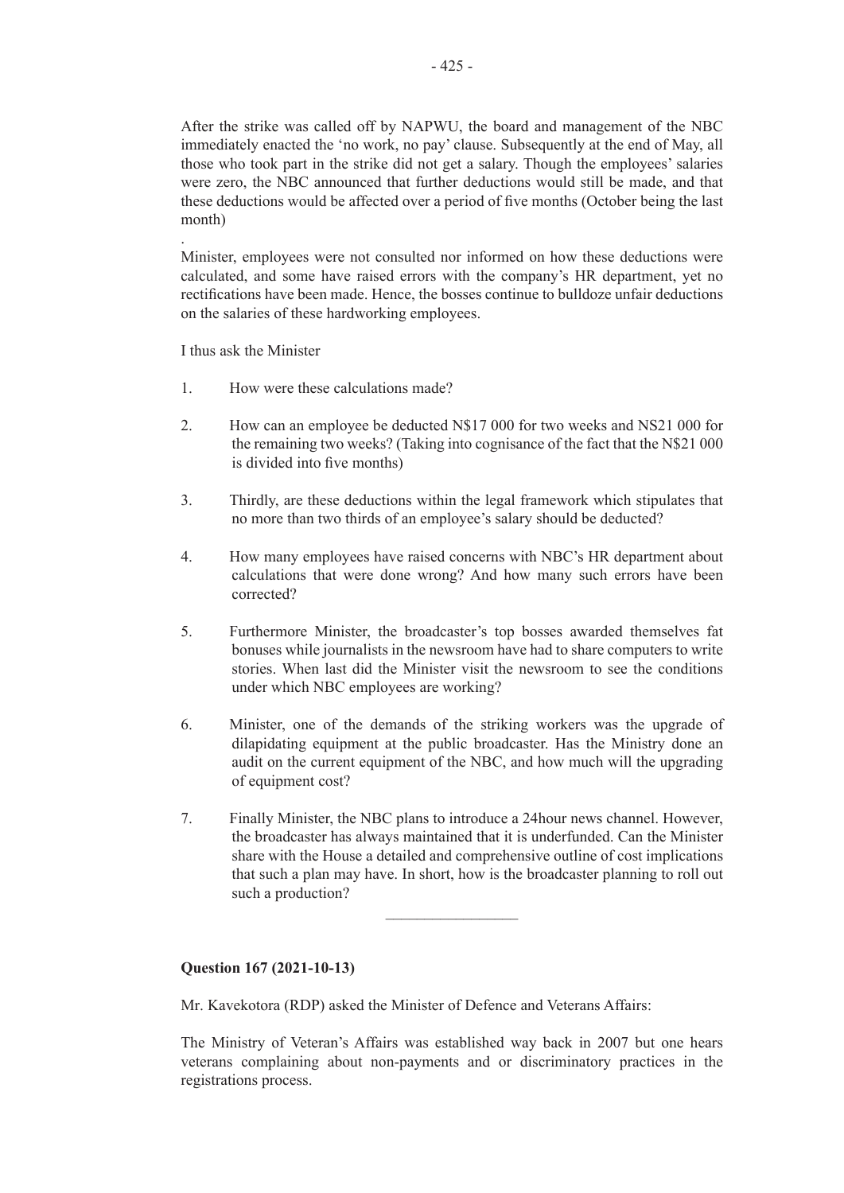After the strike was called off by NAPWU, the board and management of the NBC immediately enacted the 'no work, no pay' clause. Subsequently at the end of May, all those who took part in the strike did not get a salary. Though the employees' salaries were zero, the NBC announced that further deductions would still be made, and that these deductions would be affected over a period of five months (October being the last month)

.

Minister, employees were not consulted nor informed on how these deductions were calculated, and some have raised errors with the company's HR department, yet no rectifications have been made. Hence, the bosses continue to bulldoze unfair deductions on the salaries of these hardworking employees.

I thus ask the Minister

1. How were these calculations made?

2. How can an employee be deducted N$17 000 for two weeks and NS21 000 for the remaining two weeks? (Taking into cognisance of the fact that the N$21 000 is divided into five months)

3. Thirdly, are these deductions within the legal framework which stipulates that no more than two thirds of an employee's salary should be deducted?

4. How many employees have raised concerns with NBC's HR department about calculations that were done wrong? And how many such errors have been corrected?

5. Furthermore Minister, the broadcaster's top bosses awarded themselves fat bonuses while journalists in the newsroom have had to share computers to write stories. When last did the Minister visit the newsroom to see the conditions under which NBC employees are working?

6. Minister, one of the demands of the striking workers was the upgrade of dilapidating equipment at the public broadcaster. Has the Ministry done an audit on the current equipment of the NBC, and how much will the upgrading of equipment cost?

7. Finally Minister, the NBC plans to introduce a 24hour news channel. However, the broadcaster has always maintained that it is underfunded. Can the Minister share with the House a detailed and comprehensive outline of cost implications that such a plan may have. In short, how is the broadcaster planning to roll out such a production?

---

**Question 167 (2021-10-13)**

Mr. Kavekotora (RDP) asked the Minister of Defence and Veterans Affairs:

The Ministry of Veteran's Affairs was established way back in 2007 but one hears veterans complaining about non-payments and or discriminatory practices in the registrations process.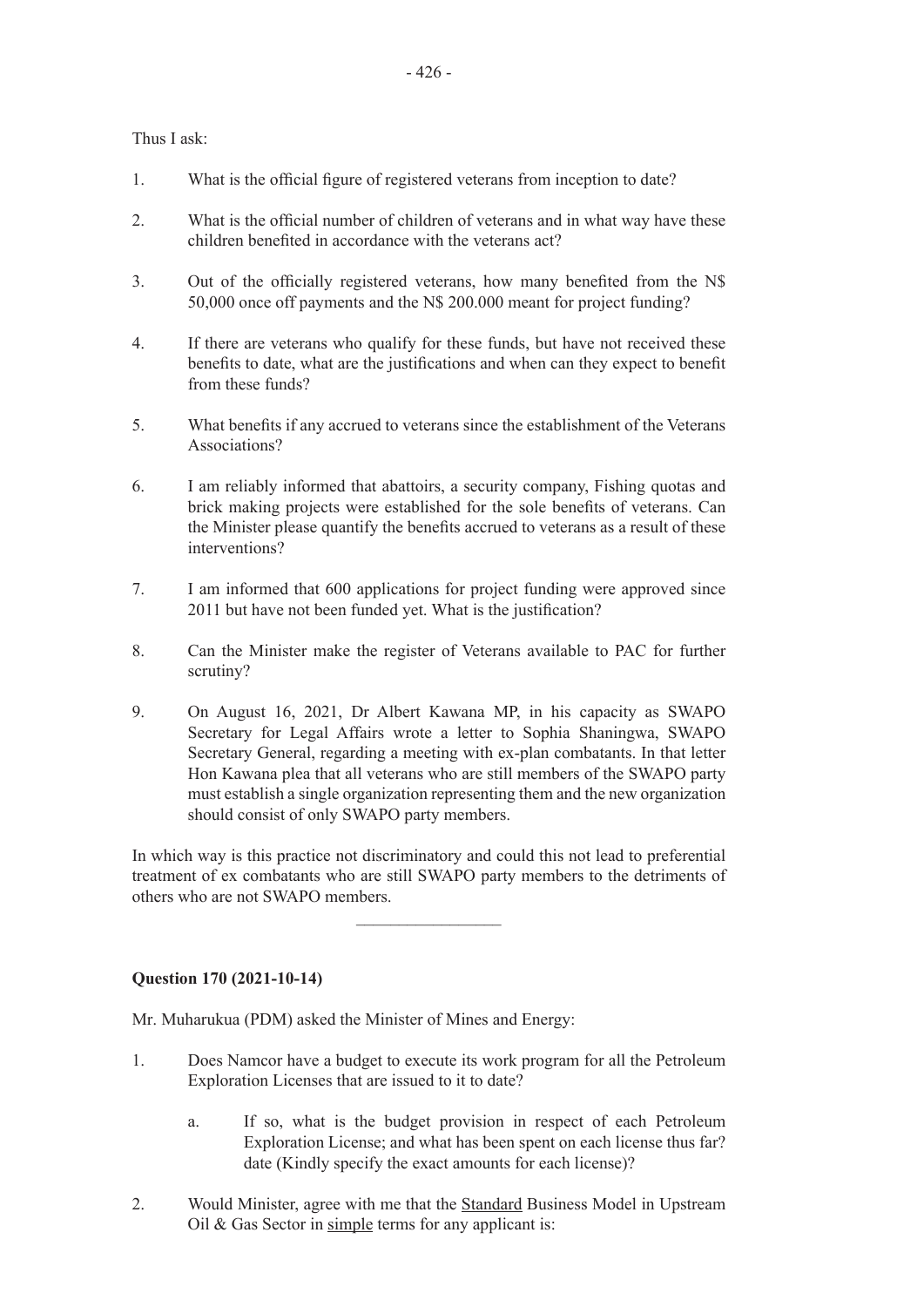Thus I ask:

1. What is the official figure of registered veterans from inception to date?

2. What is the official number of children of veterans and in what way have these children benefited in accordance with the veterans act?

3. Out of the officially registered veterans, how many benefited from the N$ 50,000 once off payments and the N$ 200.000 meant for project funding?

4. If there are veterans who qualify for these funds, but have not received these benefits to date, what are the justifications and when can they expect to benefit from these funds?

5. What benefits if any accrued to veterans since the establishment of the Veterans Associations?

6. I am reliably informed that abattoirs, a security company, Fishing quotas and brick making projects were established for the sole benefits of veterans. Can the Minister please quantify the benefits accrued to veterans as a result of these interventions?

7. I am informed that 600 applications for project funding were approved since 2011 but have not been funded yet. What is the justification?

8. Can the Minister make the register of Veterans available to PAC for further scrutiny?

9. On August 16, 2021, Dr Albert Kawana MP, in his capacity as SWAPO Secretary for Legal Affairs wrote a letter to Sophia Shaningwa, SWAPO Secretary General, regarding a meeting with ex-plan combatants. In that letter Hon Kawana plea that all veterans who are still members of the SWAPO party must establish a single organization representing them and the new organization should consist of only SWAPO party members.

In which way is this practice not discriminatory and could this not lead to preferential treatment of ex combatants who are still SWAPO party members to the detriments of others who are not SWAPO members.

---

**Question 170 (2021-10-14)**

Mr. Muharukua (PDM) asked the Minister of Mines and Energy:

1. Does Namcor have a budget to execute its work program for all the Petroleum Exploration Licenses that are issued to it to date?

    a. If so, what is the budget provision in respect of each Petroleum Exploration License; and what has been spent on each license thus far? date (Kindly specify the exact amounts for each license)?

2. Would Minister, agree with me that the <u>Standard</u> Business Model in Upstream Oil & Gas Sector in <u>simple</u> terms for any applicant is: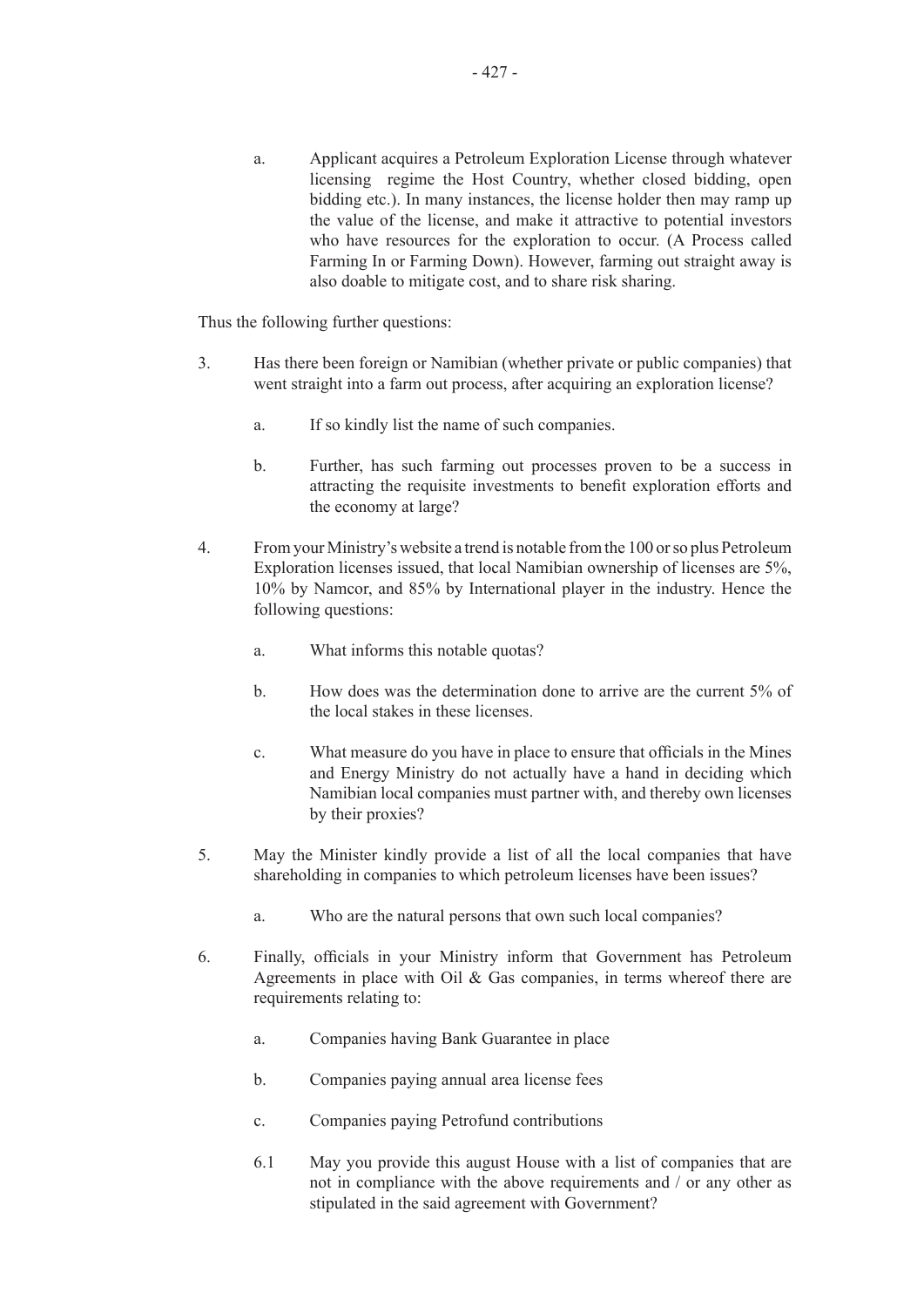a. Applicant acquires a Petroleum Exploration License through whatever licensing regime the Host Country, whether closed bidding, open bidding etc.). In many instances, the license holder then may ramp up the value of the license, and make it attractive to potential investors who have resources for the exploration to occur. (A Process called Farming In or Farming Down). However, farming out straight away is also doable to mitigate cost, and to share risk sharing.

Thus the following further questions:

3. Has there been foreign or Namibian (whether private or public companies) that went straight into a farm out process, after acquiring an exploration license?

    a. If so kindly list the name of such companies.

    b. Further, has such farming out processes proven to be a success in attracting the requisite investments to benefit exploration efforts and the economy at large?

4. From your Ministry's website a trend is notable from the 100 or so plus Petroleum Exploration licenses issued, that local Namibian ownership of licenses are 5%, 10% by Namcor, and 85% by International player in the industry. Hence the following questions:

    a. What informs this notable quotas?

    b. How does was the determination done to arrive are the current 5% of the local stakes in these licenses.

    c. What measure do you have in place to ensure that officials in the Mines and Energy Ministry do not actually have a hand in deciding which Namibian local companies must partner with, and thereby own licenses by their proxies?

5. May the Minister kindly provide a list of all the local companies that have shareholding in companies to which petroleum licenses have been issues?

    a. Who are the natural persons that own such local companies?

6. Finally, officials in your Ministry inform that Government has Petroleum Agreements in place with Oil & Gas companies, in terms whereof there are requirements relating to:

    a. Companies having Bank Guarantee in place

    b. Companies paying annual area license fees

    c. Companies paying Petrofund contributions

    6.1 May you provide this august House with a list of companies that are not in compliance with the above requirements and / or any other as stipulated in the said agreement with Government?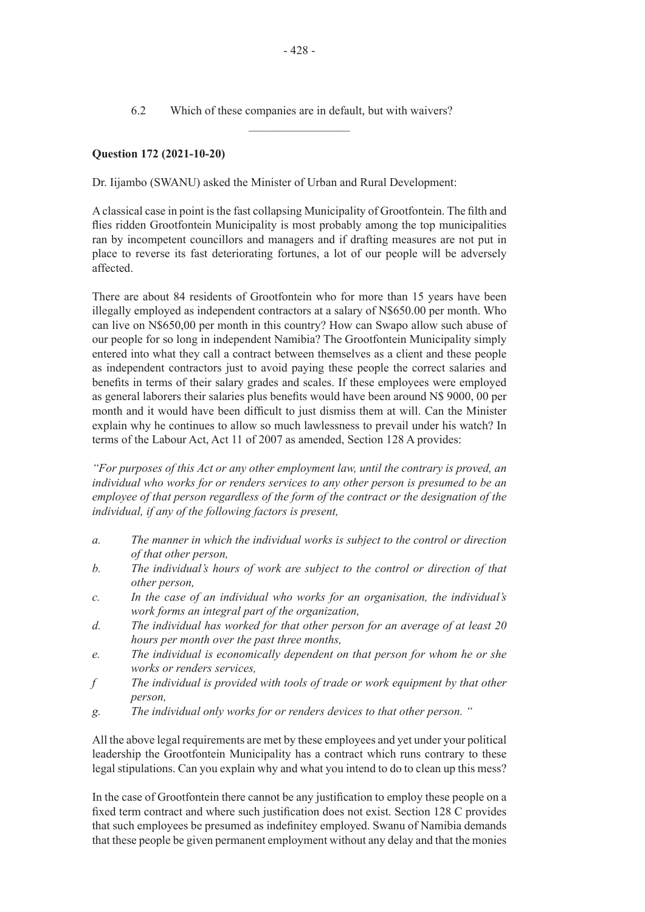6.2 Which of these companies are in default, but with waivers?

---

**Question 172 (2021-10-20)**

Dr. Iijambo (SWANU) asked the Minister of Urban and Rural Development:

A classical case in point is the fast collapsing Municipality of Grootfontein. The filth and flies ridden Grootfontein Municipality is most probably among the top municipalities ran by incompetent councillors and managers and if drafting measures are not put in place to reverse its fast deteriorating fortunes, a lot of our people will be adversely affected.

There are about 84 residents of Grootfontein who for more than 15 years have been illegally employed as independent contractors at a salary of N$650.00 per month. Who can live on N$650,00 per month in this country? How can Swapo allow such abuse of our people for so long in independent Namibia? The Grootfontein Municipality simply entered into what they call a contract between themselves as a client and these people as independent contractors just to avoid paying these people the correct salaries and benefits in terms of their salary grades and scales. If these employees were employed as general laborers their salaries plus benefits would have been around N$ 9000, 00 per month and it would have been difficult to just dismiss them at will. Can the Minister explain why he continues to allow so much lawlessness to prevail under his watch? In terms of the Labour Act, Act 11 of 2007 as amended, Section 128 A provides:

*"For purposes of this Act or any other employment law, until the contrary is proved, an individual who works for or renders services to any other person is presumed to be an employee of that person regardless of the form of the contract or the designation of the individual, if any of the following factors is present,*

*a. The manner in which the individual works is subject to the control or direction of that other person,*

*b. The individual's hours of work are subject to the control or direction of that other person,*

*c. In the case of an individual who works for an organisation, the individual's work forms an integral part of the organization,*

*d. The individual has worked for that other person for an average of at least 20 hours per month over the past three months,*

*e. The individual is economically dependent on that person for whom he or she works or renders services,*

*f The individual is provided with tools of trade or work equipment by that other person,*

*g. The individual only works for or renders devices to that other person. "*

All the above legal requirements are met by these employees and yet under your political leadership the Grootfontein Municipality has a contract which runs contrary to these legal stipulations. Can you explain why and what you intend to do to clean up this mess?

In the case of Grootfontein there cannot be any justification to employ these people on a fixed term contract and where such justification does not exist. Section 128 C provides that such employees be presumed as indefinitey employed. Swanu of Namibia demands that these people be given permanent employment without any delay and that the monies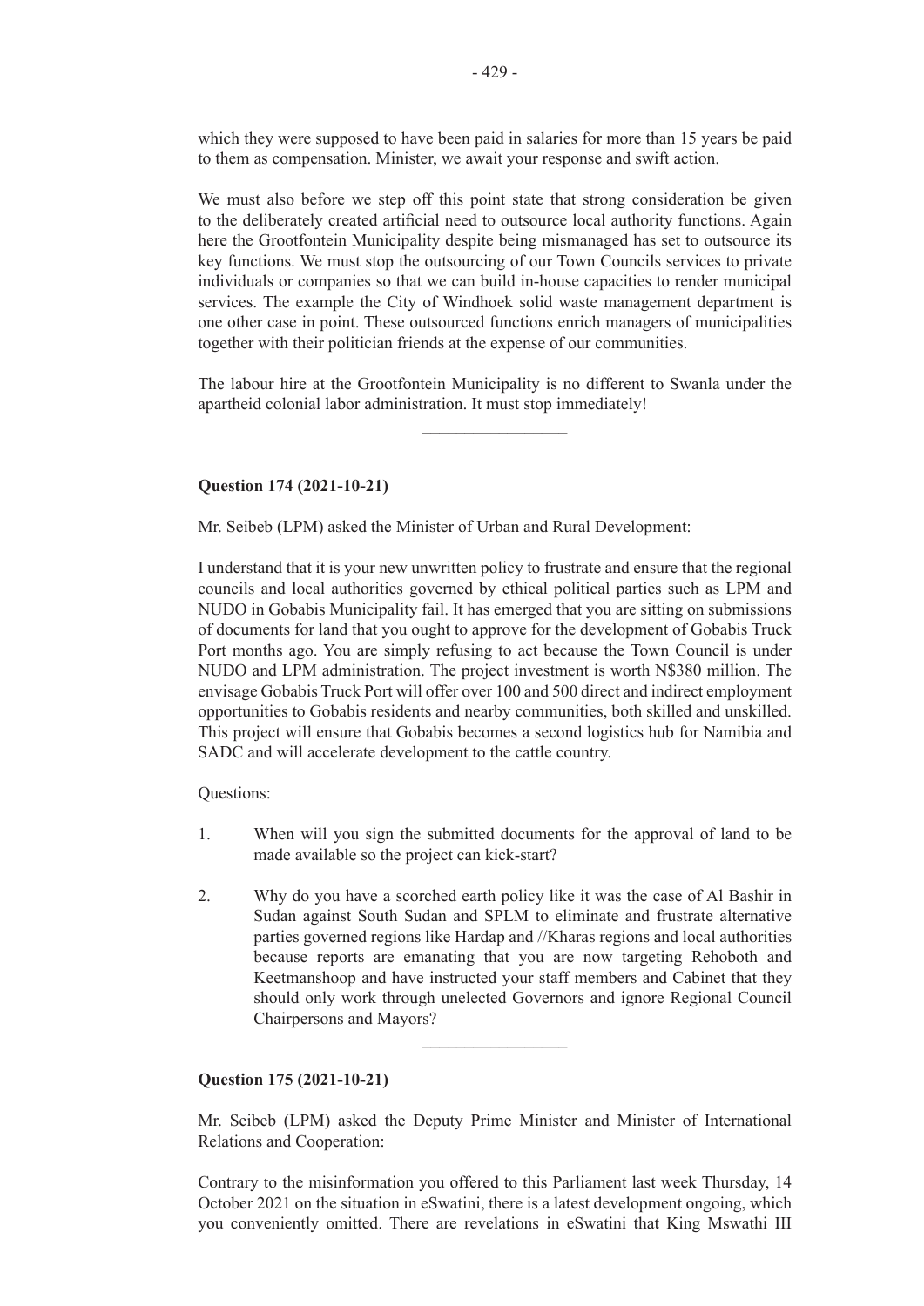which they were supposed to have been paid in salaries for more than 15 years be paid to them as compensation. Minister, we await your response and swift action.

We must also before we step off this point state that strong consideration be given to the deliberately created artificial need to outsource local authority functions. Again here the Grootfontein Municipality despite being mismanaged has set to outsource its key functions. We must stop the outsourcing of our Town Councils services to private individuals or companies so that we can build in-house capacities to render municipal services. The example the City of Windhoek solid waste management department is one other case in point. These outsourced functions enrich managers of municipalities together with their politician friends at the expense of our communities.

The labour hire at the Grootfontein Municipality is no different to Swanla under the apartheid colonial labor administration. It must stop immediately!

---

**Question 174 (2021-10-21)**

Mr. Seibeb (LPM) asked the Minister of Urban and Rural Development:

I understand that it is your new unwritten policy to frustrate and ensure that the regional councils and local authorities governed by ethical political parties such as LPM and NUDO in Gobabis Municipality fail. It has emerged that you are sitting on submissions of documents for land that you ought to approve for the development of Gobabis Truck Port months ago. You are simply refusing to act because the Town Council is under NUDO and LPM administration. The project investment is worth N$380 million. The envisage Gobabis Truck Port will offer over 100 and 500 direct and indirect employment opportunities to Gobabis residents and nearby communities, both skilled and unskilled. This project will ensure that Gobabis becomes a second logistics hub for Namibia and SADC and will accelerate development to the cattle country.

Questions:

1. When will you sign the submitted documents for the approval of land to be made available so the project can kick-start?

2. Why do you have a scorched earth policy like it was the case of Al Bashir in Sudan against South Sudan and SPLM to eliminate and frustrate alternative parties governed regions like Hardap and //Kharas regions and local authorities because reports are emanating that you are now targeting Rehoboth and Keetmanshoop and have instructed your staff members and Cabinet that they should only work through unelected Governors and ignore Regional Council Chairpersons and Mayors?

---

**Question 175 (2021-10-21)**

Mr. Seibeb (LPM) asked the Deputy Prime Minister and Minister of International Relations and Cooperation:

Contrary to the misinformation you offered to this Parliament last week Thursday, 14 October 2021 on the situation in eSwatini, there is a latest development ongoing, which you conveniently omitted. There are revelations in eSwatini that King Mswathi III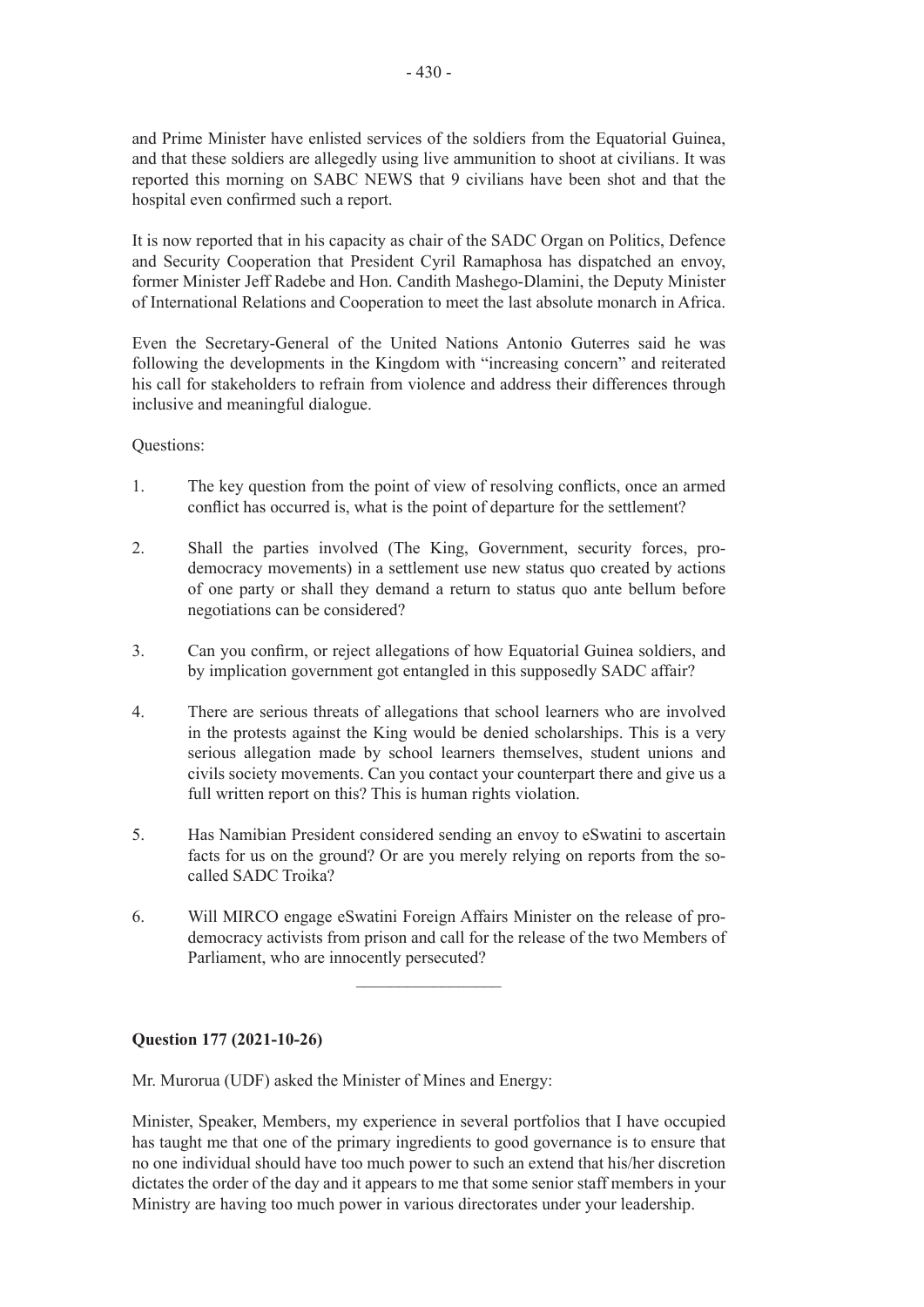and Prime Minister have enlisted services of the soldiers from the Equatorial Guinea, and that these soldiers are allegedly using live ammunition to shoot at civilians. It was reported this morning on SABC NEWS that 9 civilians have been shot and that the hospital even confirmed such a report.

It is now reported that in his capacity as chair of the SADC Organ on Politics, Defence and Security Cooperation that President Cyril Ramaphosa has dispatched an envoy, former Minister Jeff Radebe and Hon. Candith Mashego-Dlamini, the Deputy Minister of International Relations and Cooperation to meet the last absolute monarch in Africa.

Even the Secretary-General of the United Nations Antonio Guterres said he was following the developments in the Kingdom with "increasing concern" and reiterated his call for stakeholders to refrain from violence and address their differences through inclusive and meaningful dialogue.

Questions:

1. The key question from the point of view of resolving conflicts, once an armed conflict has occurred is, what is the point of departure for the settlement?

2. Shall the parties involved (The King, Government, security forces, pro-democracy movements) in a settlement use new status quo created by actions of one party or shall they demand a return to status quo ante bellum before negotiations can be considered?

3. Can you confirm, or reject allegations of how Equatorial Guinea soldiers, and by implication government got entangled in this supposedly SADC affair?

4. There are serious threats of allegations that school learners who are involved in the protests against the King would be denied scholarships. This is a very serious allegation made by school learners themselves, student unions and civils society movements. Can you contact your counterpart there and give us a full written report on this? This is human rights violation.

5. Has Namibian President considered sending an envoy to eSwatini to ascertain facts for us on the ground? Or are you merely relying on reports from the so-called SADC Troika?

6. Will MIRCO engage eSwatini Foreign Affairs Minister on the release of pro-democracy activists from prison and call for the release of the two Members of Parliament, who are innocently persecuted?

---

**Question 177 (2021-10-26)**

Mr. Murorua (UDF) asked the Minister of Mines and Energy:

Minister, Speaker, Members, my experience in several portfolios that I have occupied has taught me that one of the primary ingredients to good governance is to ensure that no one individual should have too much power to such an extend that his/her discretion dictates the order of the day and it appears to me that some senior staff members in your Ministry are having too much power in various directorates under your leadership.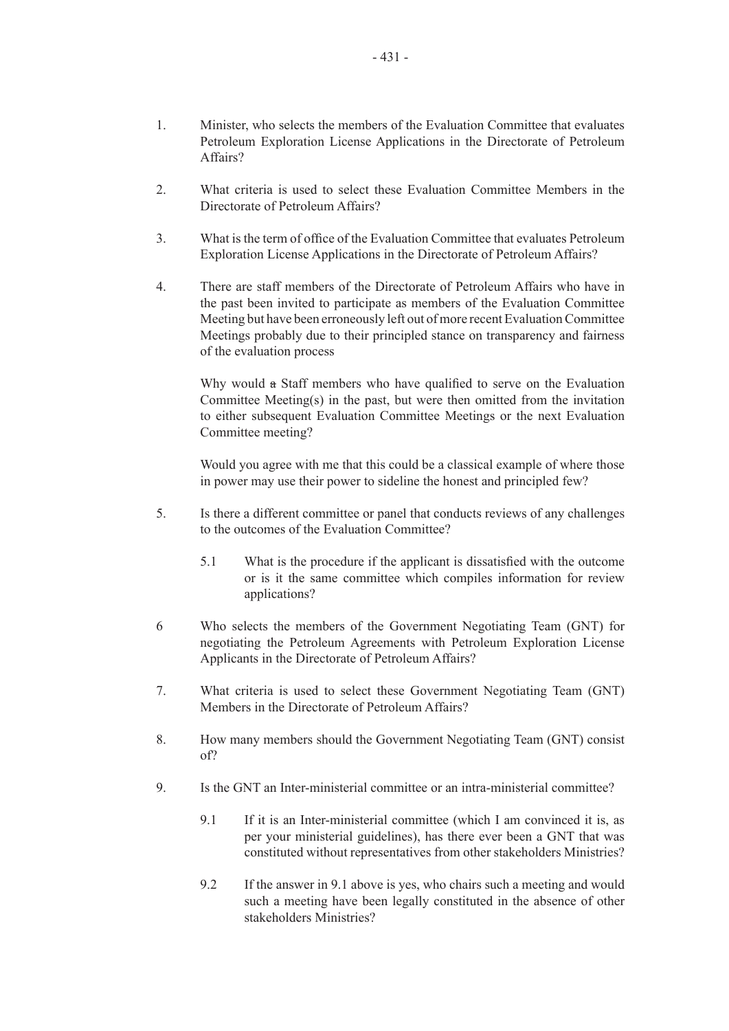1. Minister, who selects the members of the Evaluation Committee that evaluates Petroleum Exploration License Applications in the Directorate of Petroleum Affairs?

2. What criteria is used to select these Evaluation Committee Members in the Directorate of Petroleum Affairs?

3. What is the term of office of the Evaluation Committee that evaluates Petroleum Exploration License Applications in the Directorate of Petroleum Affairs?

4. There are staff members of the Directorate of Petroleum Affairs who have in the past been invited to participate as members of the Evaluation Committee Meeting but have been erroneously left out of more recent Evaluation Committee Meetings probably due to their principled stance on transparency and fairness of the evaluation process

   Why would ~~a~~ Staff members who have qualified to serve on the Evaluation Committee Meeting(s) in the past, but were then omitted from the invitation to either subsequent Evaluation Committee Meetings or the next Evaluation Committee meeting?

   Would you agree with me that this could be a classical example of where those in power may use their power to sideline the honest and principled few?

5. Is there a different committee or panel that conducts reviews of any challenges to the outcomes of the Evaluation Committee?

   5.1 What is the procedure if the applicant is dissatisfied with the outcome or is it the same committee which compiles information for review applications?

6. Who selects the members of the Government Negotiating Team (GNT) for negotiating the Petroleum Agreements with Petroleum Exploration License Applicants in the Directorate of Petroleum Affairs?

7. What criteria is used to select these Government Negotiating Team (GNT) Members in the Directorate of Petroleum Affairs?

8. How many members should the Government Negotiating Team (GNT) consist of?

9. Is the GNT an Inter-ministerial committee or an intra-ministerial committee?

   9.1 If it is an Inter-ministerial committee (which I am convinced it is, as per your ministerial guidelines), has there ever been a GNT that was constituted without representatives from other stakeholders Ministries?

   9.2 If the answer in 9.1 above is yes, who chairs such a meeting and would such a meeting have been legally constituted in the absence of other stakeholders Ministries?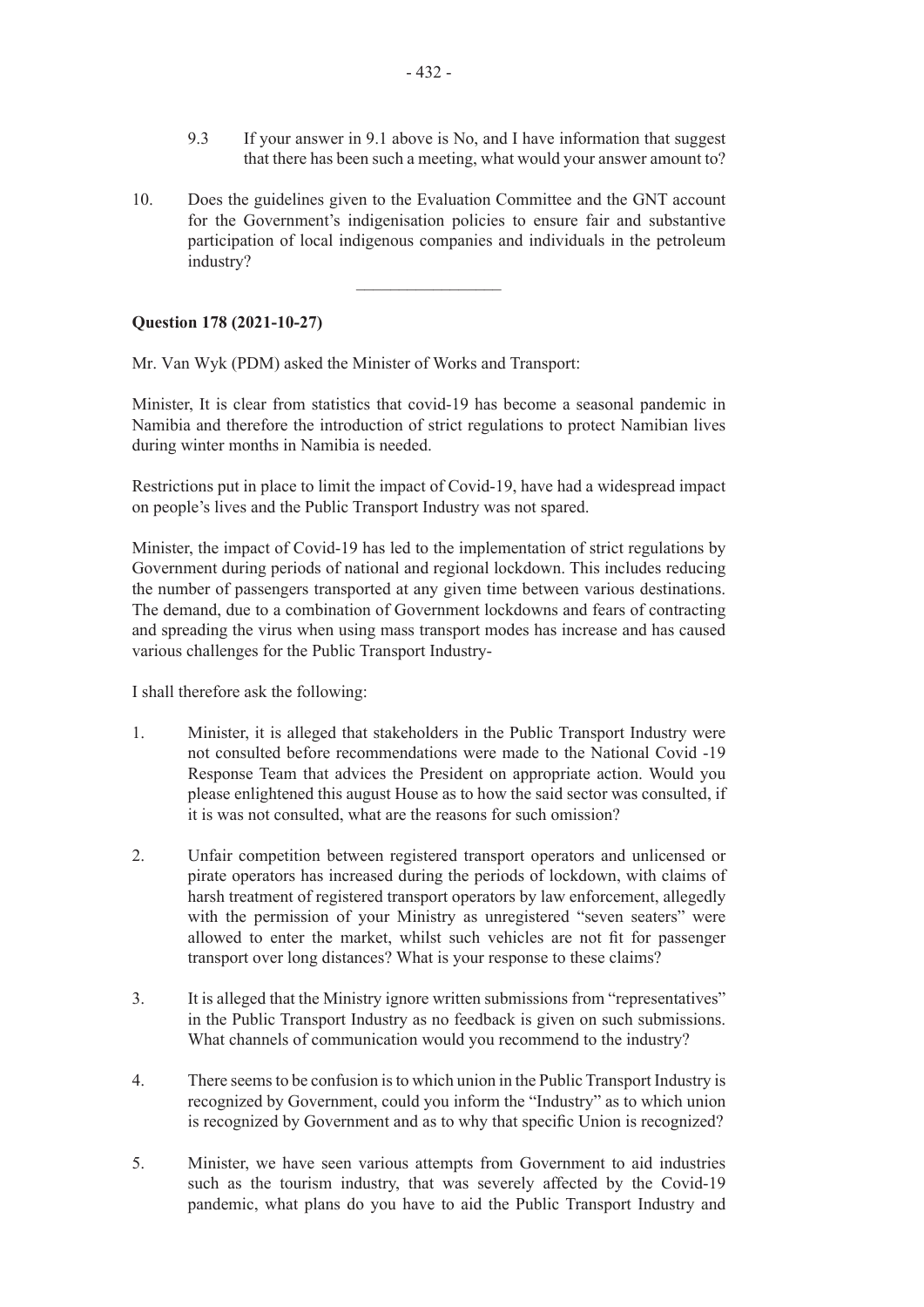9.3 If your answer in 9.1 above is No, and I have information that suggest that there has been such a meeting, what would your answer amount to?

10. Does the guidelines given to the Evaluation Committee and the GNT account for the Government's indigenisation policies to ensure fair and substantive participation of local indigenous companies and individuals in the petroleum industry?

---

**Question 178 (2021-10-27)**

Mr. Van Wyk (PDM) asked the Minister of Works and Transport:

Minister, It is clear from statistics that covid-19 has become a seasonal pandemic in Namibia and therefore the introduction of strict regulations to protect Namibian lives during winter months in Namibia is needed.

Restrictions put in place to limit the impact of Covid-19, have had a widespread impact on people's lives and the Public Transport Industry was not spared.

Minister, the impact of Covid-19 has led to the implementation of strict regulations by Government during periods of national and regional lockdown. This includes reducing the number of passengers transported at any given time between various destinations. The demand, due to a combination of Government lockdowns and fears of contracting and spreading the virus when using mass transport modes has increase and has caused various challenges for the Public Transport Industry-

I shall therefore ask the following:

1. Minister, it is alleged that stakeholders in the Public Transport Industry were not consulted before recommendations were made to the National Covid -19 Response Team that advices the President on appropriate action. Would you please enlightened this august House as to how the said sector was consulted, if it is was not consulted, what are the reasons for such omission?

2. Unfair competition between registered transport operators and unlicensed or pirate operators has increased during the periods of lockdown, with claims of harsh treatment of registered transport operators by law enforcement, allegedly with the permission of your Ministry as unregistered "seven seaters" were allowed to enter the market, whilst such vehicles are not fit for passenger transport over long distances? What is your response to these claims?

3. It is alleged that the Ministry ignore written submissions from "representatives" in the Public Transport Industry as no feedback is given on such submissions. What channels of communication would you recommend to the industry?

4. There seems to be confusion is to which union in the Public Transport Industry is recognized by Government, could you inform the "Industry" as to which union is recognized by Government and as to why that specific Union is recognized?

5. Minister, we have seen various attempts from Government to aid industries such as the tourism industry, that was severely affected by the Covid-19 pandemic, what plans do you have to aid the Public Transport Industry and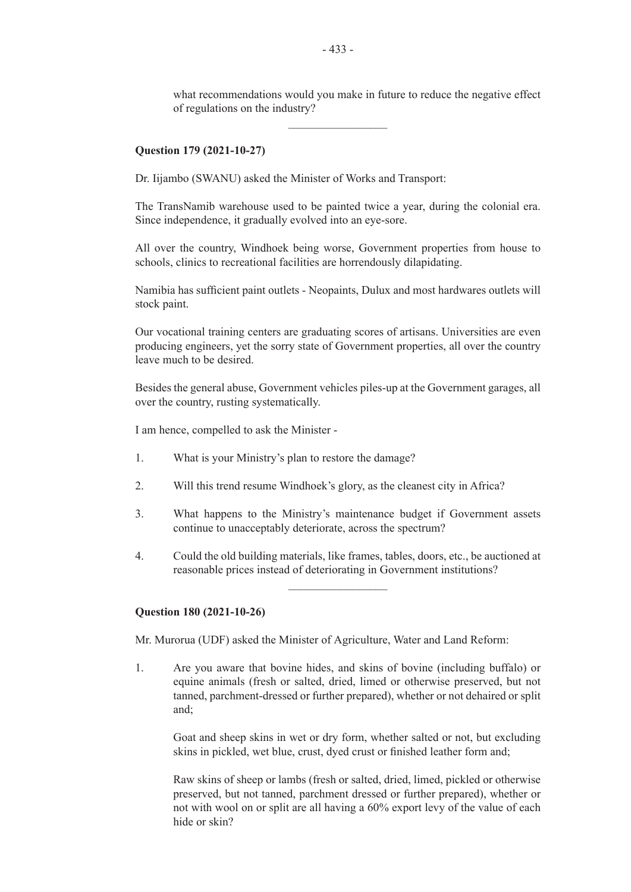what recommendations would you make in future to reduce the negative effect of regulations on the industry?

---

**Question 179 (2021-10-27)**

Dr. Iijambo (SWANU) asked the Minister of Works and Transport:

The TransNamib warehouse used to be painted twice a year, during the colonial era. Since independence, it gradually evolved into an eye-sore.

All over the country, Windhoek being worse, Government properties from house to schools, clinics to recreational facilities are horrendously dilapidating.

Namibia has sufficient paint outlets - Neopaints, Dulux and most hardwares outlets will stock paint.

Our vocational training centers are graduating scores of artisans. Universities are even producing engineers, yet the sorry state of Government properties, all over the country leave much to be desired.

Besides the general abuse, Government vehicles piles-up at the Government garages, all over the country, rusting systematically.

I am hence, compelled to ask the Minister -

1. What is your Ministry's plan to restore the damage?

2. Will this trend resume Windhoek's glory, as the cleanest city in Africa?

3. What happens to the Ministry's maintenance budget if Government assets continue to unacceptably deteriorate, across the spectrum?

4. Could the old building materials, like frames, tables, doors, etc., be auctioned at reasonable prices instead of deteriorating in Government institutions?

---

**Question 180 (2021-10-26)**

Mr. Murorua (UDF) asked the Minister of Agriculture, Water and Land Reform:

1. Are you aware that bovine hides, and skins of bovine (including buffalo) or equine animals (fresh or salted, dried, limed or otherwise preserved, but not tanned, parchment-dressed or further prepared), whether or not dehaired or split and;

   Goat and sheep skins in wet or dry form, whether salted or not, but excluding skins in pickled, wet blue, crust, dyed crust or finished leather form and;

   Raw skins of sheep or lambs (fresh or salted, dried, limed, pickled or otherwise preserved, but not tanned, parchment dressed or further prepared), whether or not with wool on or split are all having a 60% export levy of the value of each hide or skin?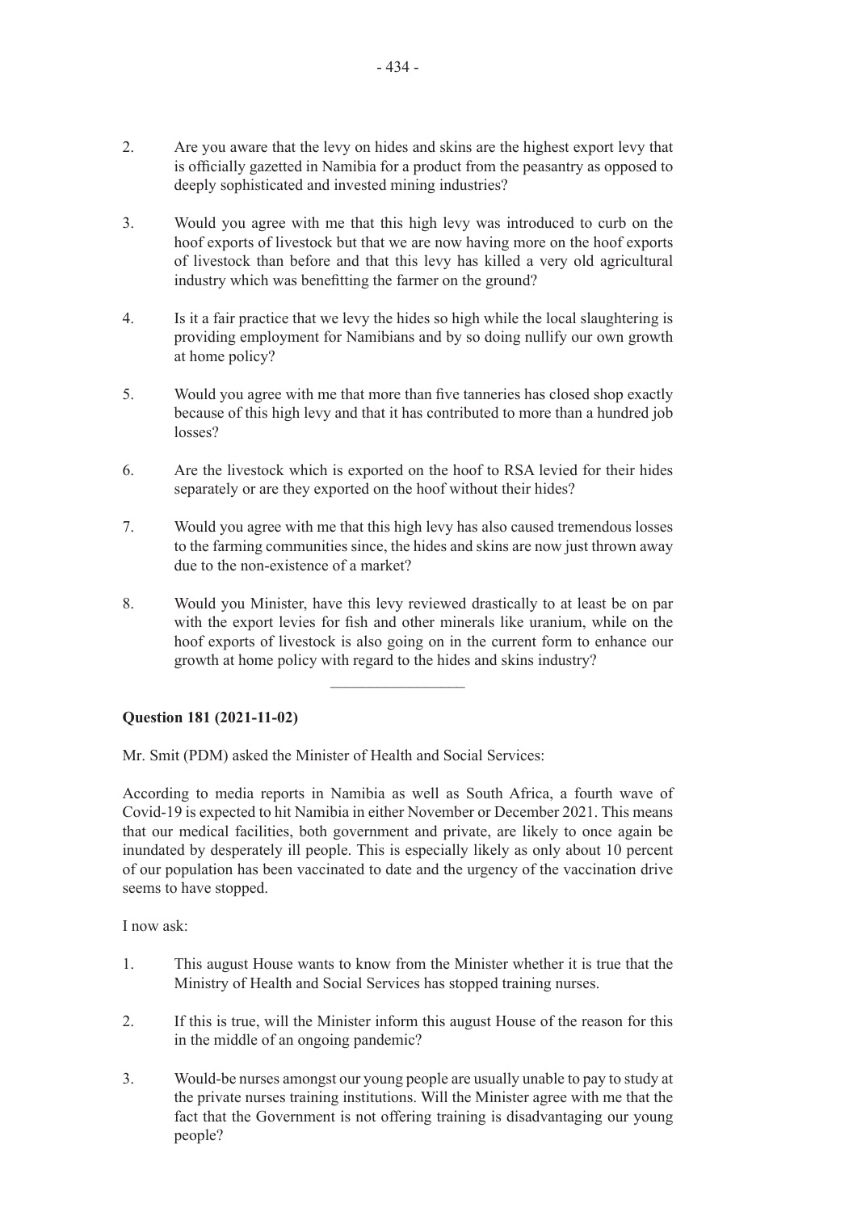2. Are you aware that the levy on hides and skins are the highest export levy that is officially gazetted in Namibia for a product from the peasantry as opposed to deeply sophisticated and invested mining industries?

3. Would you agree with me that this high levy was introduced to curb on the hoof exports of livestock but that we are now having more on the hoof exports of livestock than before and that this levy has killed a very old agricultural industry which was benefitting the farmer on the ground?

4. Is it a fair practice that we levy the hides so high while the local slaughtering is providing employment for Namibians and by so doing nullify our own growth at home policy?

5. Would you agree with me that more than five tanneries has closed shop exactly because of this high levy and that it has contributed to more than a hundred job losses?

6. Are the livestock which is exported on the hoof to RSA levied for their hides separately or are they exported on the hoof without their hides?

7. Would you agree with me that this high levy has also caused tremendous losses to the farming communities since, the hides and skins are now just thrown away due to the non-existence of a market?

8. Would you Minister, have this levy reviewed drastically to at least be on par with the export levies for fish and other minerals like uranium, while on the hoof exports of livestock is also going on in the current form to enhance our growth at home policy with regard to the hides and skins industry?

---

**Question 181 (2021-11-02)**

Mr. Smit (PDM) asked the Minister of Health and Social Services:

According to media reports in Namibia as well as South Africa, a fourth wave of Covid-19 is expected to hit Namibia in either November or December 2021. This means that our medical facilities, both government and private, are likely to once again be inundated by desperately ill people. This is especially likely as only about 10 percent of our population has been vaccinated to date and the urgency of the vaccination drive seems to have stopped.

I now ask:

1. This august House wants to know from the Minister whether it is true that the Ministry of Health and Social Services has stopped training nurses.

2. If this is true, will the Minister inform this august House of the reason for this in the middle of an ongoing pandemic?

3. Would-be nurses amongst our young people are usually unable to pay to study at the private nurses training institutions. Will the Minister agree with me that the fact that the Government is not offering training is disadvantaging our young people?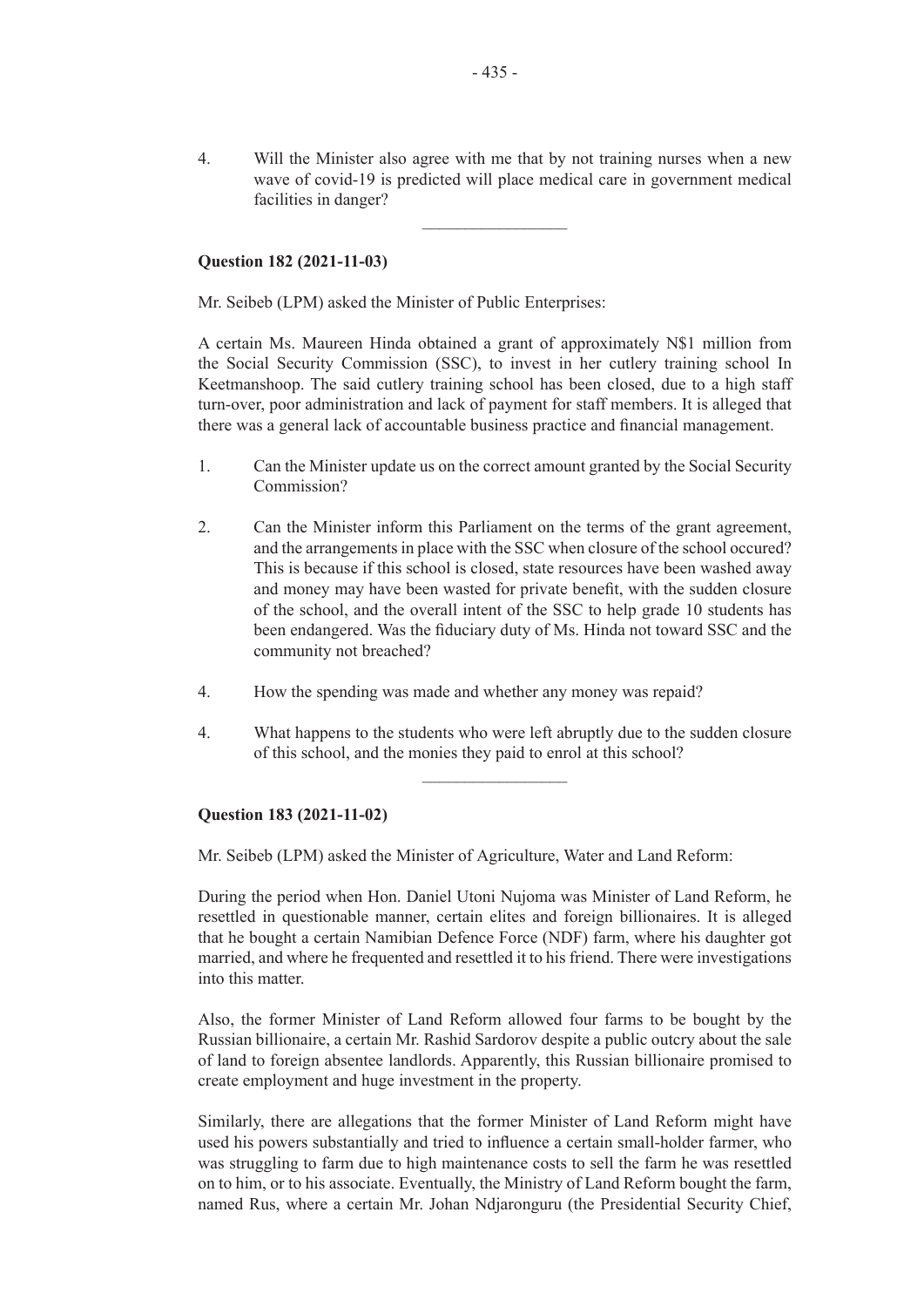4. Will the Minister also agree with me that by not training nurses when a new wave of covid-19 is predicted will place medical care in government medical facilities in danger?

---

**Question 182 (2021-11-03)**

Mr. Seibeb (LPM) asked the Minister of Public Enterprises:

A certain Ms. Maureen Hinda obtained a grant of approximately N$1 million from the Social Security Commission (SSC), to invest in her cutlery training school In Keetmanshoop. The said cutlery training school has been closed, due to a high staff turn-over, poor administration and lack of payment for staff members. It is alleged that there was a general lack of accountable business practice and financial management.

1. Can the Minister update us on the correct amount granted by the Social Security Commission?

2. Can the Minister inform this Parliament on the terms of the grant agreement, and the arrangements in place with the SSC when closure of the school occured? This is because if this school is closed, state resources have been washed away and money may have been wasted for private benefit, with the sudden closure of the school, and the overall intent of the SSC to help grade 10 students has been endangered. Was the fiduciary duty of Ms. Hinda not toward SSC and the community not breached?

4. How the spending was made and whether any money was repaid?

4. What happens to the students who were left abruptly due to the sudden closure of this school, and the monies they paid to enrol at this school?

---

**Question 183 (2021-11-02)**

Mr. Seibeb (LPM) asked the Minister of Agriculture, Water and Land Reform:

During the period when Hon. Daniel Utoni Nujoma was Minister of Land Reform, he resettled in questionable manner, certain elites and foreign billionaires. It is alleged that he bought a certain Namibian Defence Force (NDF) farm, where his daughter got married, and where he frequented and resettled it to his friend. There were investigations into this matter.

Also, the former Minister of Land Reform allowed four farms to be bought by the Russian billionaire, a certain Mr. Rashid Sardorov despite a public outcry about the sale of land to foreign absentee landlords. Apparently, this Russian billionaire promised to create employment and huge investment in the property.

Similarly, there are allegations that the former Minister of Land Reform might have used his powers substantially and tried to influence a certain small-holder farmer, who was struggling to farm due to high maintenance costs to sell the farm he was resettled on to him, or to his associate. Eventually, the Ministry of Land Reform bought the farm, named Rus, where a certain Mr. Johan Ndjaronguru (the Presidential Security Chief,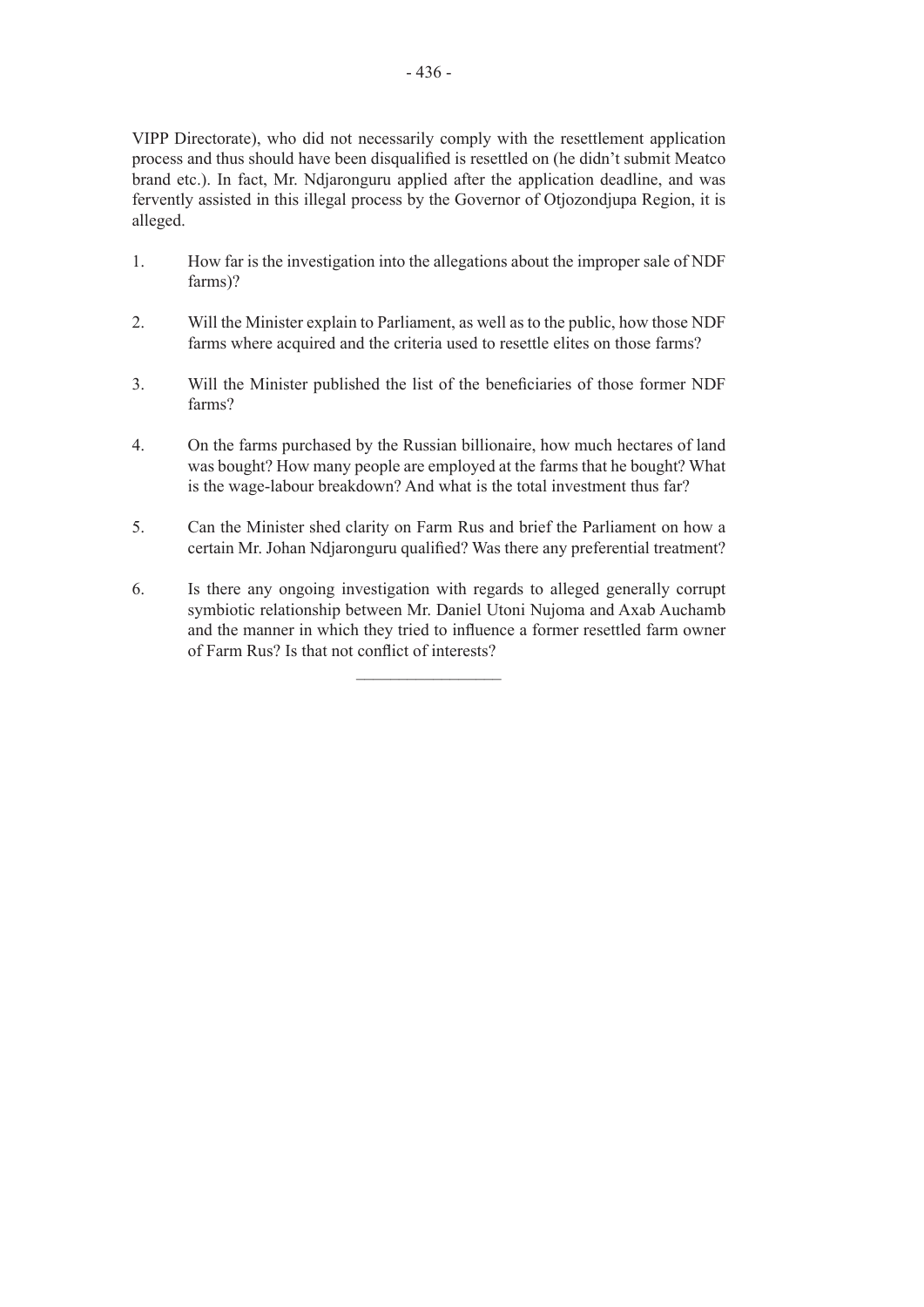VIPP Directorate), who did not necessarily comply with the resettlement application process and thus should have been disqualified is resettled on (he didn't submit Meatco brand etc.). In fact, Mr. Ndjaronguru applied after the application deadline, and was fervently assisted in this illegal process by the Governor of Otjozondjupa Region, it is alleged.

1. How far is the investigation into the allegations about the improper sale of NDF farms)?

2. Will the Minister explain to Parliament, as well as to the public, how those NDF farms where acquired and the criteria used to resettle elites on those farms?

3. Will the Minister published the list of the beneficiaries of those former NDF farms?

4. On the farms purchased by the Russian billionaire, how much hectares of land was bought? How many people are employed at the farms that he bought? What is the wage-labour breakdown? And what is the total investment thus far?

5. Can the Minister shed clarity on Farm Rus and brief the Parliament on how a certain Mr. Johan Ndjaronguru qualified? Was there any preferential treatment?

6. Is there any ongoing investigation with regards to alleged generally corrupt symbiotic relationship between Mr. Daniel Utoni Nujoma and Axab Auchamb and the manner in which they tried to influence a former resettled farm owner of Farm Rus? Is that not conflict of interests?

---